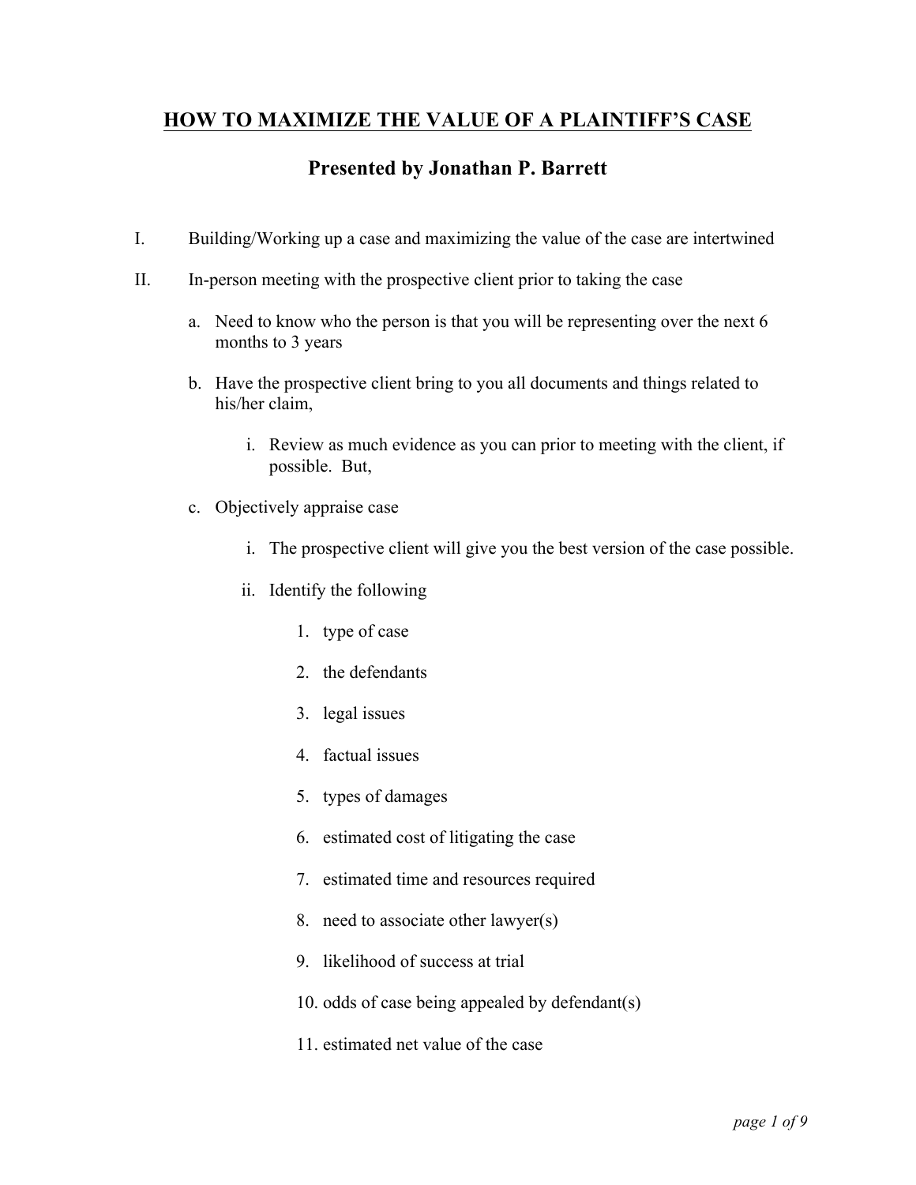# HOW TO MAXIMIZE THE VALUE OF A PLAINTIFF'S CASE

## Presented by Jonathan P. Barrett

I. Building/Working up a case and maximizing the value of the case are intertwined

II. In-person meeting with the prospective client prior to taking the case

   a. Need to know who the person is that you will be representing over the next 6 months to 3 years

   b. Have the prospective client bring to you all documents and things related to his/her claim,

      i. Review as much evidence as you can prior to meeting with the client, if possible. But,

   c. Objectively appraise case

      i. The prospective client will give you the best version of the case possible.

      ii. Identify the following

         1. type of case

         2. the defendants

         3. legal issues

         4. factual issues

         5. types of damages

         6. estimated cost of litigating the case

         7. estimated time and resources required

         8. need to associate other lawyer(s)

         9. likelihood of success at trial

         10. odds of case being appealed by defendant(s)

         11. estimated net value of the case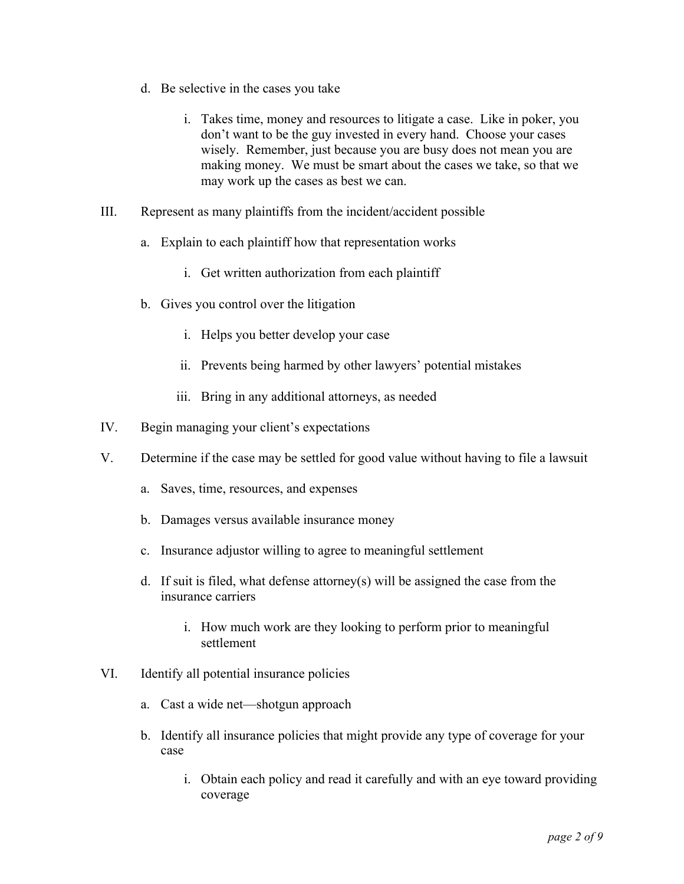d. Be selective in the cases you take

    i. Takes time, money and resources to litigate a case. Like in poker, you don't want to be the guy invested in every hand. Choose your cases wisely. Remember, just because you are busy does not mean you are making money. We must be smart about the cases we take, so that we may work up the cases as best we can.

III. Represent as many plaintiffs from the incident/accident possible

  a. Explain to each plaintiff how that representation works

    i. Get written authorization from each plaintiff

  b. Gives you control over the litigation

    i. Helps you better develop your case

    ii. Prevents being harmed by other lawyers' potential mistakes

    iii. Bring in any additional attorneys, as needed

IV. Begin managing your client's expectations

V. Determine if the case may be settled for good value without having to file a lawsuit

  a. Saves, time, resources, and expenses

  b. Damages versus available insurance money

  c. Insurance adjustor willing to agree to meaningful settlement

  d. If suit is filed, what defense attorney(s) will be assigned the case from the insurance carriers

    i. How much work are they looking to perform prior to meaningful settlement

VI. Identify all potential insurance policies

  a. Cast a wide net—shotgun approach

  b. Identify all insurance policies that might provide any type of coverage for your case

    i. Obtain each policy and read it carefully and with an eye toward providing coverage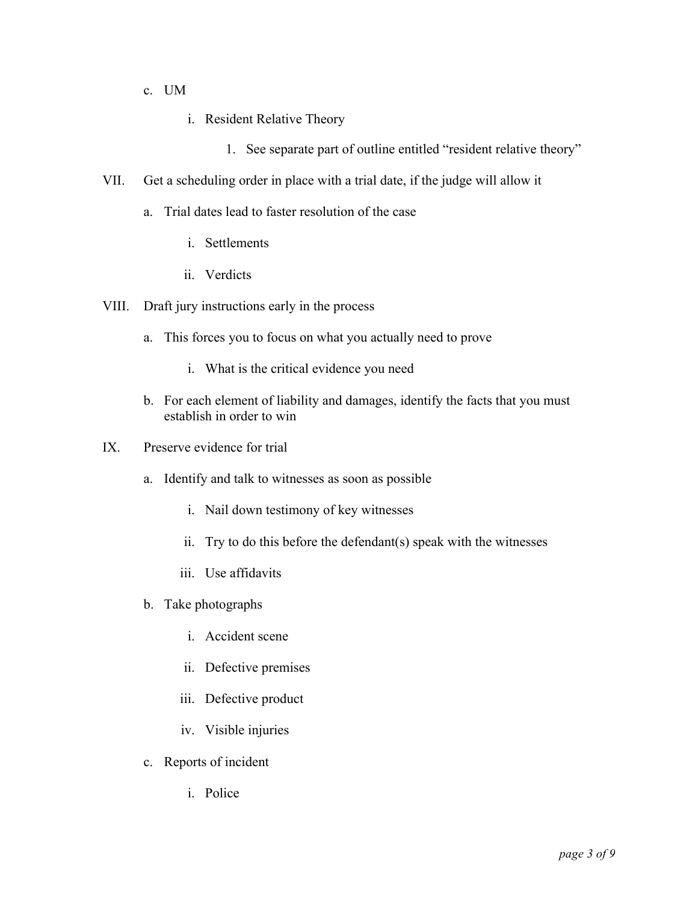c. UM

    i. Resident Relative Theory

        1. See separate part of outline entitled "resident relative theory"

VII. Get a scheduling order in place with a trial date, if the judge will allow it

a. Trial dates lead to faster resolution of the case

    i. Settlements

    ii. Verdicts

VIII. Draft jury instructions early in the process

a. This forces you to focus on what you actually need to prove

    i. What is the critical evidence you need

b. For each element of liability and damages, identify the facts that you must establish in order to win

IX. Preserve evidence for trial

a. Identify and talk to witnesses as soon as possible

    i. Nail down testimony of key witnesses

    ii. Try to do this before the defendant(s) speak with the witnesses

    iii. Use affidavits

b. Take photographs

    i. Accident scene

    ii. Defective premises

    iii. Defective product

    iv. Visible injuries

c. Reports of incident

    i. Police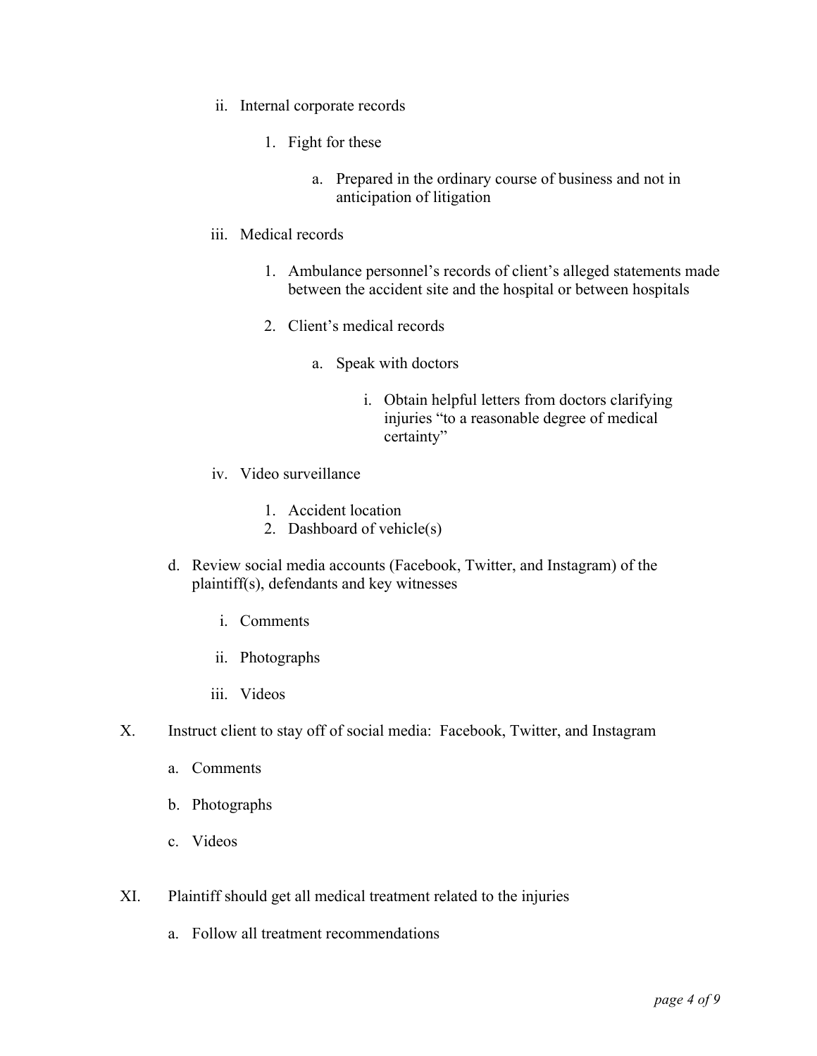- ii. Internal corporate records
  1. Fight for these
     - a. Prepared in the ordinary course of business and not in anticipation of litigation
- iii. Medical records
  1. Ambulance personnel's records of client's alleged statements made between the accident site and the hospital or between hospitals
  2. Client's medical records
     - a. Speak with doctors
       - i. Obtain helpful letters from doctors clarifying injuries "to a reasonable degree of medical certainty"
- iv. Video surveillance
  1. Accident location
  2. Dashboard of vehicle(s)

d. Review social media accounts (Facebook, Twitter, and Instagram) of the plaintiff(s), defendants and key witnesses

- i. Comments
- ii. Photographs
- iii. Videos

X. Instruct client to stay off of social media: Facebook, Twitter, and Instagram

- a. Comments
- b. Photographs
- c. Videos

XI. Plaintiff should get all medical treatment related to the injuries

- a. Follow all treatment recommendations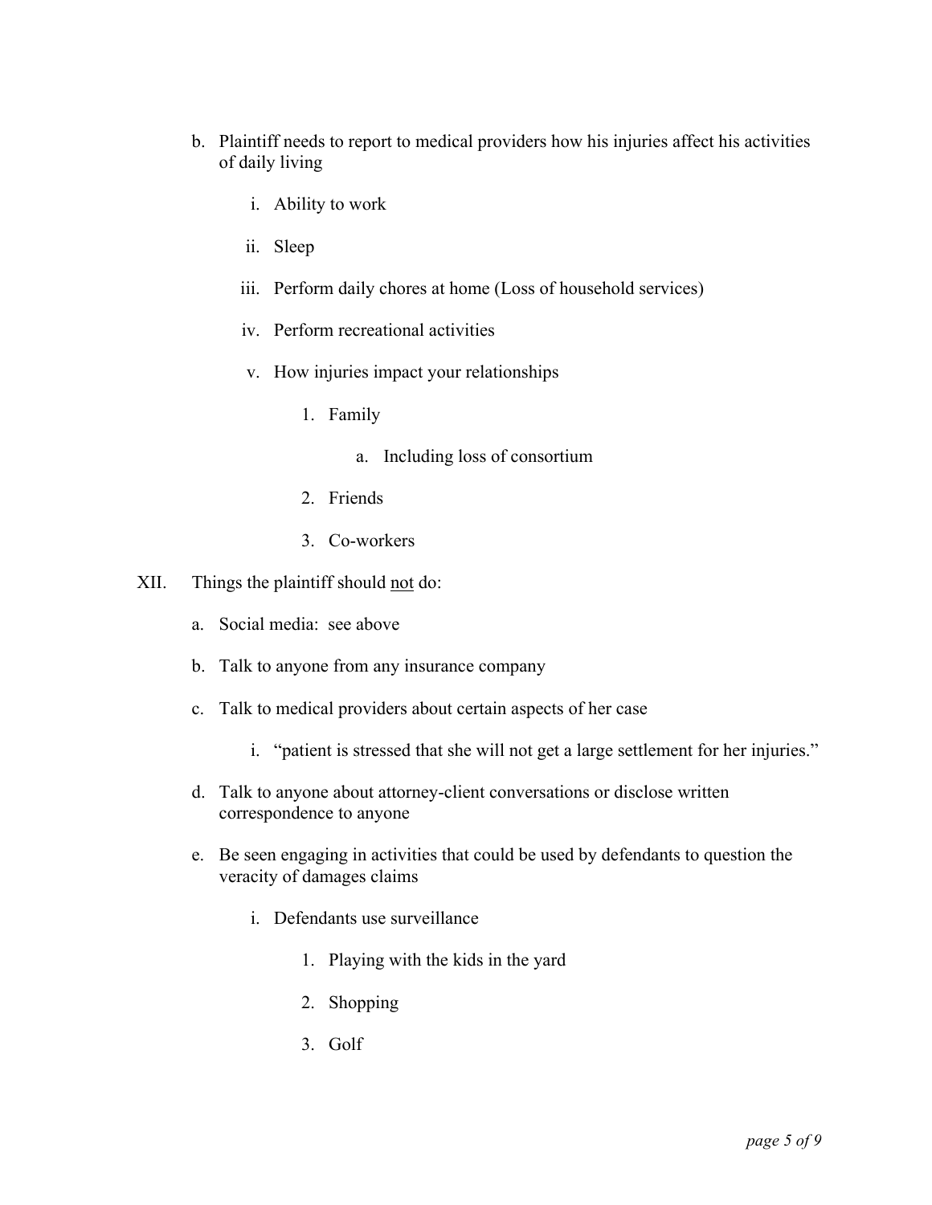b. Plaintiff needs to report to medical providers how his injuries affect his activities of daily living

   i. Ability to work

   ii. Sleep

   iii. Perform daily chores at home (Loss of household services)

   iv. Perform recreational activities

   v. How injuries impact your relationships

      1. Family

         a. Including loss of consortium

      2. Friends

      3. Co-workers

XII. Things the plaintiff should <u>not</u> do:

a. Social media: see above

b. Talk to anyone from any insurance company

c. Talk to medical providers about certain aspects of her case

   i. "patient is stressed that she will not get a large settlement for her injuries."

d. Talk to anyone about attorney-client conversations or disclose written correspondence to anyone

e. Be seen engaging in activities that could be used by defendants to question the veracity of damages claims

   i. Defendants use surveillance

      1. Playing with the kids in the yard

      2. Shopping

      3. Golf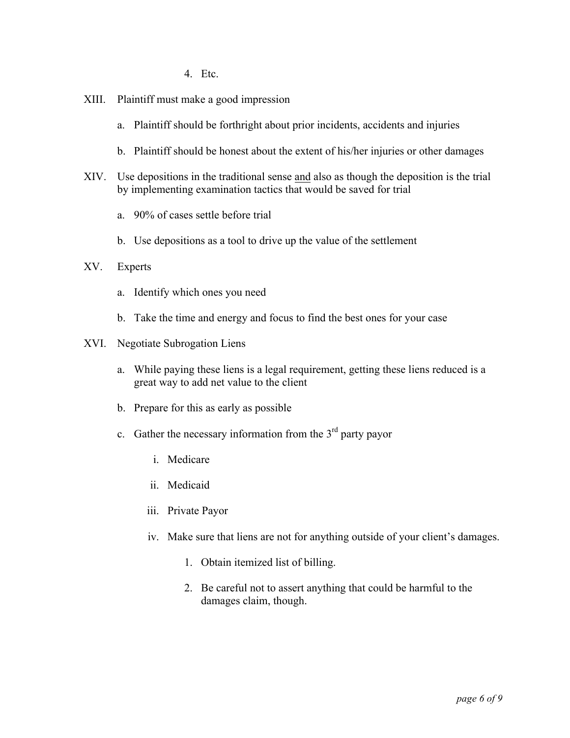4. Etc.

XIII. Plaintiff must make a good impression

   a. Plaintiff should be forthright about prior incidents, accidents and injuries

   b. Plaintiff should be honest about the extent of his/her injuries or other damages

XIV. Use depositions in the traditional sense <u>and</u> also as though the deposition is the trial by implementing examination tactics that would be saved for trial

   a. 90% of cases settle before trial

   b. Use depositions as a tool to drive up the value of the settlement

XV. Experts

   a. Identify which ones you need

   b. Take the time and energy and focus to find the best ones for your case

XVI. Negotiate Subrogation Liens

   a. While paying these liens is a legal requirement, getting these liens reduced is a great way to add net value to the client

   b. Prepare for this as early as possible

   c. Gather the necessary information from the 3rd party payor

      i. Medicare

      ii. Medicaid

      iii. Private Payor

      iv. Make sure that liens are not for anything outside of your client's damages.

         1. Obtain itemized list of billing.

         2. Be careful not to assert anything that could be harmful to the damages claim, though.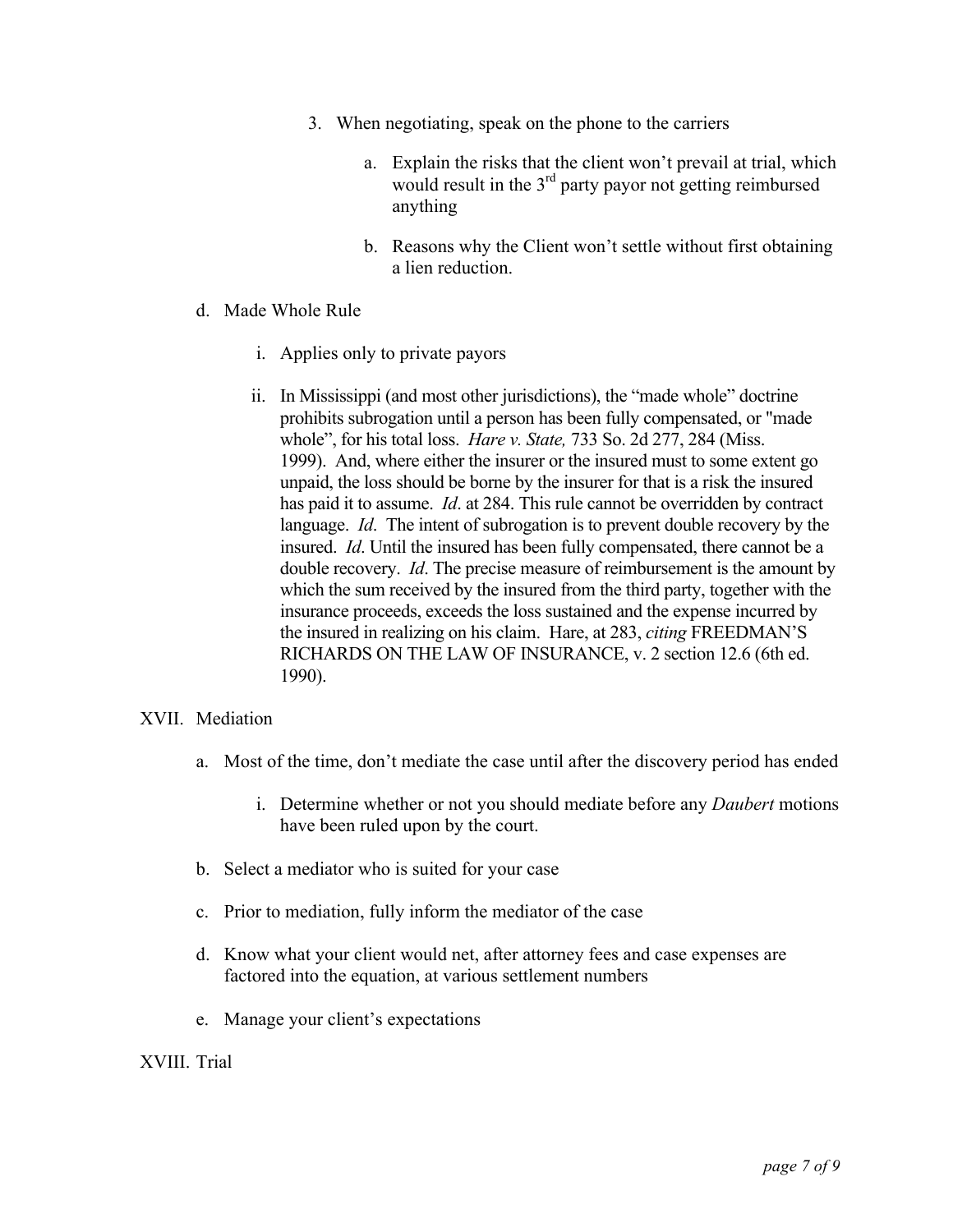3. When negotiating, speak on the phone to the carriers

    a. Explain the risks that the client won't prevail at trial, which would result in the 3rd party payor not getting reimbursed anything

    b. Reasons why the Client won't settle without first obtaining a lien reduction.

d. Made Whole Rule

    i. Applies only to private payors

    ii. In Mississippi (and most other jurisdictions), the "made whole" doctrine prohibits subrogation until a person has been fully compensated, or "made whole", for his total loss. *Hare v. State,* 733 So. 2d 277, 284 (Miss. 1999). And, where either the insurer or the insured must to some extent go unpaid, the loss should be borne by the insurer for that is a risk the insured has paid it to assume. *Id*. at 284. This rule cannot be overridden by contract language. *Id*. The intent of subrogation is to prevent double recovery by the insured. *Id*. Until the insured has been fully compensated, there cannot be a double recovery. *Id*. The precise measure of reimbursement is the amount by which the sum received by the insured from the third party, together with the insurance proceeds, exceeds the loss sustained and the expense incurred by the insured in realizing on his claim. Hare, at 283, *citing* FREEDMAN'S RICHARDS ON THE LAW OF INSURANCE, v. 2 section 12.6 (6th ed. 1990).

XVII. Mediation

a. Most of the time, don't mediate the case until after the discovery period has ended

    i. Determine whether or not you should mediate before any *Daubert* motions have been ruled upon by the court.

b. Select a mediator who is suited for your case

c. Prior to mediation, fully inform the mediator of the case

d. Know what your client would net, after attorney fees and case expenses are factored into the equation, at various settlement numbers

e. Manage your client's expectations

XVIII. Trial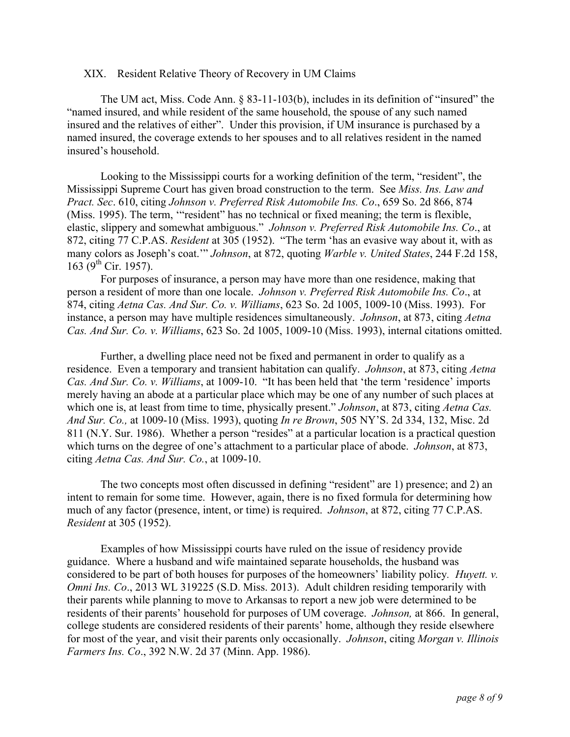## XIX. Resident Relative Theory of Recovery in UM Claims

The UM act, Miss. Code Ann. § 83-11-103(b), includes in its definition of "insured" the "named insured, and while resident of the same household, the spouse of any such named insured and the relatives of either". Under this provision, if UM insurance is purchased by a named insured, the coverage extends to her spouses and to all relatives resident in the named insured's household.

Looking to the Mississippi courts for a working definition of the term, "resident", the Mississippi Supreme Court has given broad construction to the term. See *Miss. Ins. Law and Pract. Sec*. 610, citing *Johnson v. Preferred Risk Automobile Ins. Co*., 659 So. 2d 866, 874 (Miss. 1995). The term, '"resident" has no technical or fixed meaning; the term is flexible, elastic, slippery and somewhat ambiguous." *Johnson v. Preferred Risk Automobile Ins. Co*., at 872, citing 77 C.P.AS. *Resident* at 305 (1952). "The term 'has an evasive way about it, with as many colors as Joseph's coat.'" *Johnson*, at 872, quoting *Warble v. United States*, 244 F.2d 158, 163 (9th Cir. 1957).

For purposes of insurance, a person may have more than one residence, making that person a resident of more than one locale. *Johnson v. Preferred Risk Automobile Ins. Co*., at 874, citing *Aetna Cas. And Sur. Co. v. Williams*, 623 So. 2d 1005, 1009-10 (Miss. 1993). For instance, a person may have multiple residences simultaneously. *Johnson*, at 873, citing *Aetna Cas. And Sur. Co. v. Williams*, 623 So. 2d 1005, 1009-10 (Miss. 1993), internal citations omitted.

Further, a dwelling place need not be fixed and permanent in order to qualify as a residence. Even a temporary and transient habitation can qualify. *Johnson*, at 873, citing *Aetna Cas. And Sur. Co. v. Williams*, at 1009-10. "It has been held that 'the term 'residence' imports merely having an abode at a particular place which may be one of any number of such places at which one is, at least from time to time, physically present." *Johnson*, at 873, citing *Aetna Cas. And Sur. Co.,* at 1009-10 (Miss. 1993), quoting *In re Brown*, 505 NY'S. 2d 334, 132, Misc. 2d 811 (N.Y. Sur. 1986). Whether a person "resides" at a particular location is a practical question which turns on the degree of one's attachment to a particular place of abode. *Johnson*, at 873, citing *Aetna Cas. And Sur. Co.*, at 1009-10.

The two concepts most often discussed in defining "resident" are 1) presence; and 2) an intent to remain for some time. However, again, there is no fixed formula for determining how much of any factor (presence, intent, or time) is required. *Johnson*, at 872, citing 77 C.P.AS. *Resident* at 305 (1952).

Examples of how Mississippi courts have ruled on the issue of residency provide guidance. Where a husband and wife maintained separate households, the husband was considered to be part of both houses for purposes of the homeowners' liability policy. *Huyett. v. Omni Ins. Co*., 2013 WL 319225 (S.D. Miss. 2013). Adult children residing temporarily with their parents while planning to move to Arkansas to report a new job were determined to be residents of their parents' household for purposes of UM coverage. *Johnson,* at 866. In general, college students are considered residents of their parents' home, although they reside elsewhere for most of the year, and visit their parents only occasionally. *Johnson*, citing *Morgan v. Illinois Farmers Ins. Co*., 392 N.W. 2d 37 (Minn. App. 1986).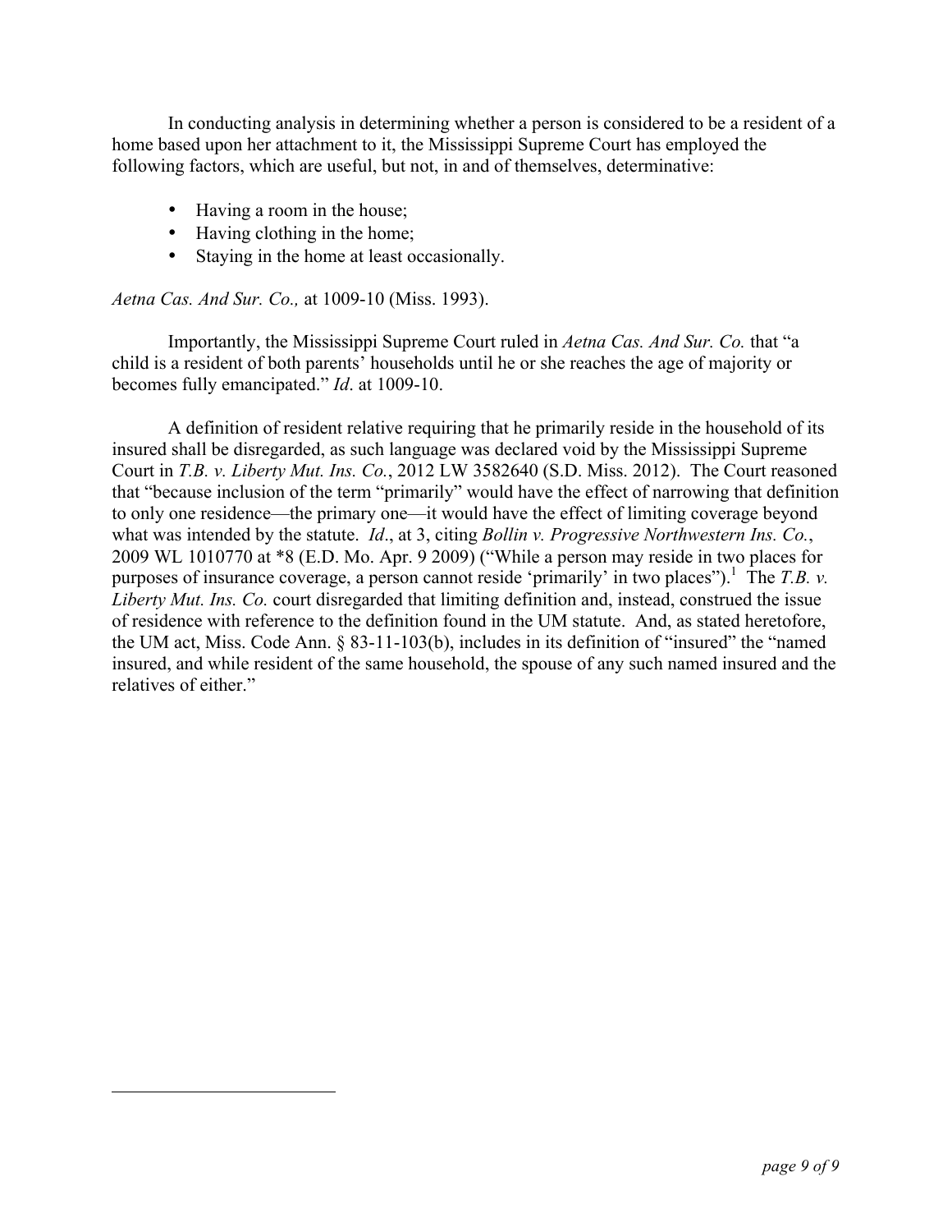In conducting analysis in determining whether a person is considered to be a resident of a home based upon her attachment to it, the Mississippi Supreme Court has employed the following factors, which are useful, but not, in and of themselves, determinative:

- Having a room in the house;
- Having clothing in the home;
- Staying in the home at least occasionally.

*Aetna Cas. And Sur. Co.,* at 1009-10 (Miss. 1993).

Importantly, the Mississippi Supreme Court ruled in *Aetna Cas. And Sur. Co.* that "a child is a resident of both parents' households until he or she reaches the age of majority or becomes fully emancipated." *Id*. at 1009-10.

A definition of resident relative requiring that he primarily reside in the household of its insured shall be disregarded, as such language was declared void by the Mississippi Supreme Court in *T.B. v. Liberty Mut. Ins. Co.*, 2012 LW 3582640 (S.D. Miss. 2012). The Court reasoned that "because inclusion of the term "primarily" would have the effect of narrowing that definition to only one residence—the primary one—it would have the effect of limiting coverage beyond what was intended by the statute. *Id*., at 3, citing *Bollin v. Progressive Northwestern Ins. Co.*, 2009 WL 1010770 at *8 (E.D. Mo. Apr. 9 2009) ("While a person may reside in two places for purposes of insurance coverage, a person cannot reside 'primarily' in two places").[1] The *T.B. v. Liberty Mut. Ins. Co.* court disregarded that limiting definition and, instead, construed the issue of residence with reference to the definition found in the UM statute. And, as stated heretofore, the UM act, Miss. Code Ann. § 83-11-103(b), includes in its definition of "insured" the "named insured, and while resident of the same household, the spouse of any such named insured and the relatives of either."